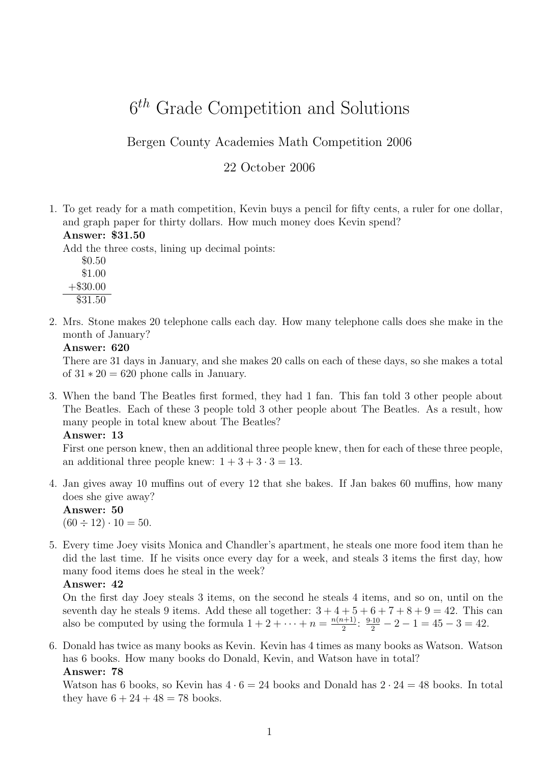# $6^{th}$ Grade Competition and Solutions

Bergen County Academies Math Competition 2006

22 October 2006

1. To get ready for a math competition, Kevin buys a pencil for fifty cents, a ruler for one dollar, and graph paper for thirty dollars. How much money does Kevin spend?
   **Answer: $31.50**
   Add the three costs, lining up decimal points:

   ```
        $0.50
        $1.00
      +$30.00
      -------
       $31.50
   ```

2. Mrs. Stone makes 20 telephone calls each day. How many telephone calls does she make in the month of January?
   **Answer: 620**
   There are 31 days in January, and she makes 20 calls on each of these days, so she makes a total of $31 * 20 = 620$ phone calls in January.

3. When the band The Beatles first formed, they had 1 fan. This fan told 3 other people about The Beatles. Each of these 3 people told 3 other people about The Beatles. As a result, how many people in total knew about The Beatles?
   **Answer: 13**
   First one person knew, then an additional three people knew, then for each of these three people, an additional three people knew: $1 + 3 + 3 \cdot 3 = 13$.

4. Jan gives away 10 muffins out of every 12 that she bakes. If Jan bakes 60 muffins, how many does she give away?
   **Answer: 50**
   $(60 \div 12) \cdot 10 = 50$.

5. Every time Joey visits Monica and Chandler's apartment, he steals one more food item than he did the last time. If he visits once every day for a week, and steals 3 items the first day, how many food items does he steal in the week?
   **Answer: 42**
   On the first day Joey steals 3 items, on the second he steals 4 items, and so on, until on the seventh day he steals 9 items. Add these all together: $3 + 4 + 5 + 6 + 7 + 8 + 9 = 42$. This can also be computed by using the formula $1 + 2 + \cdots + n = \frac{n(n+1)}{2}$: $\frac{9 \cdot 10}{2} - 2 - 1 = 45 - 3 = 42$.

6. Donald has twice as many books as Kevin. Kevin has 4 times as many books as Watson. Watson has 6 books. How many books do Donald, Kevin, and Watson have in total?
   **Answer: 78**
   Watson has 6 books, so Kevin has $4 \cdot 6 = 24$ books and Donald has $2 \cdot 24 = 48$ books. In total they have $6 + 24 + 48 = 78$ books.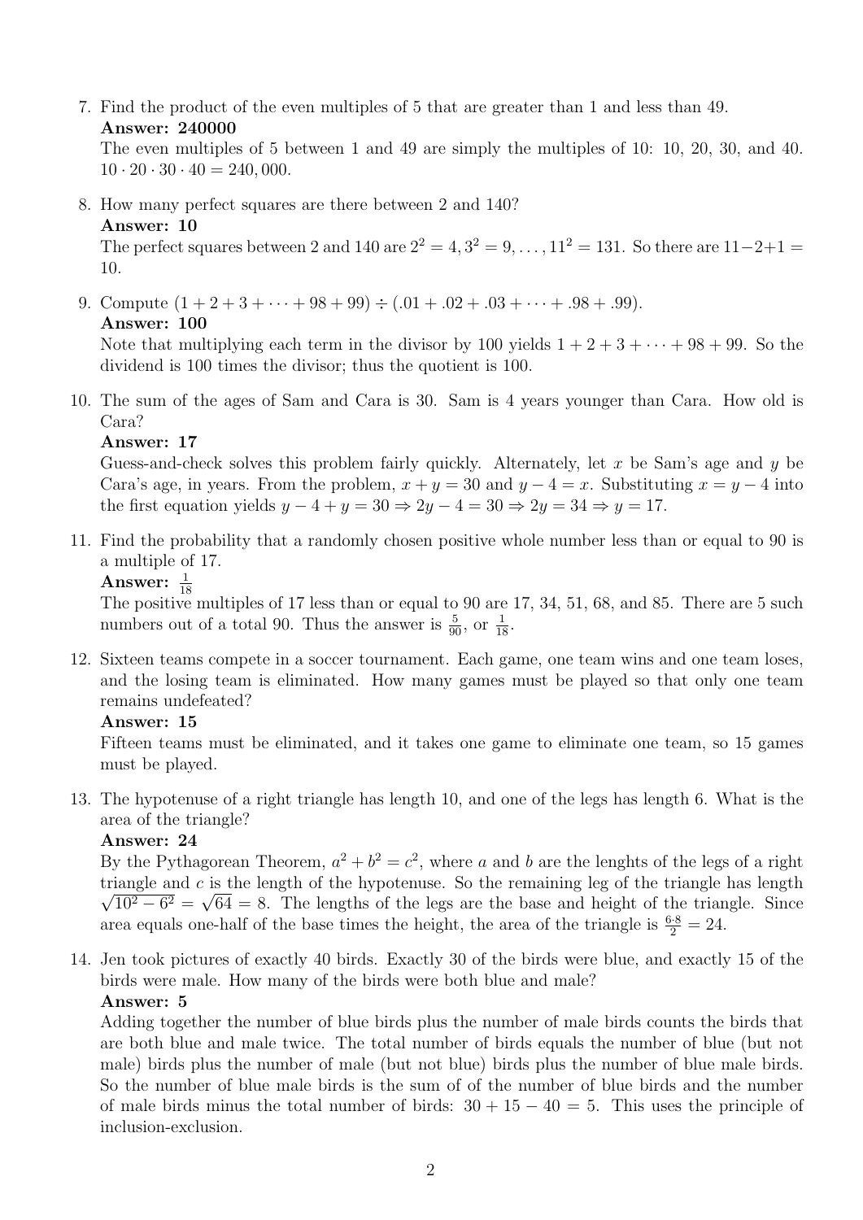7. Find the product of the even multiples of 5 that are greater than 1 and less than 49.
   **Answer: 240000**
   The even multiples of 5 between 1 and 49 are simply the multiples of 10: 10, 20, 30, and 40. $10 \cdot 20 \cdot 30 \cdot 40 = 240,000$.

8. How many perfect squares are there between 2 and 140?
   **Answer: 10**
   The perfect squares between 2 and 140 are $2^2 = 4, 3^2 = 9, \ldots, 11^2 = 131$. So there are $11-2+1 = 10$.

9. Compute $(1 + 2 + 3 + \cdots + 98 + 99) \div (.01 + .02 + .03 + \cdots + .98 + .99)$.
   **Answer: 100**
   Note that multiplying each term in the divisor by 100 yields $1 + 2 + 3 + \cdots + 98 + 99$. So the dividend is 100 times the divisor; thus the quotient is 100.

10. The sum of the ages of Sam and Cara is 30. Sam is 4 years younger than Cara. How old is Cara?
    **Answer: 17**
    Guess-and-check solves this problem fairly quickly. Alternately, let $x$ be Sam's age and $y$ be Cara's age, in years. From the problem, $x + y = 30$ and $y - 4 = x$. Substituting $x = y - 4$ into the first equation yields $y - 4 + y = 30 \Rightarrow 2y - 4 = 30 \Rightarrow 2y = 34 \Rightarrow y = 17$.

11. Find the probability that a randomly chosen positive whole number less than or equal to 90 is a multiple of 17.
    **Answer:** $\frac{1}{18}$
    The positive multiples of 17 less than or equal to 90 are 17, 34, 51, 68, and 85. There are 5 such numbers out of a total 90. Thus the answer is $\frac{5}{90}$, or $\frac{1}{18}$.

12. Sixteen teams compete in a soccer tournament. Each game, one team wins and one team loses, and the losing team is eliminated. How many games must be played so that only one team remains undefeated?
    **Answer: 15**
    Fifteen teams must be eliminated, and it takes one game to eliminate one team, so 15 games must be played.

13. The hypotenuse of a right triangle has length 10, and one of the legs has length 6. What is the area of the triangle?
    **Answer: 24**
    By the Pythagorean Theorem, $a^2 + b^2 = c^2$, where $a$ and $b$ are the lenghts of the legs of a right triangle and $c$ is the length of the hypotenuse. So the remaining leg of the triangle has length $\sqrt{10^2 - 6^2} = \sqrt{64} = 8$. The lengths of the legs are the base and height of the triangle. Since area equals one-half of the base times the height, the area of the triangle is $\frac{6 \cdot 8}{2} = 24$.

14. Jen took pictures of exactly 40 birds. Exactly 30 of the birds were blue, and exactly 15 of the birds were male. How many of the birds were both blue and male?
    **Answer: 5**
    Adding together the number of blue birds plus the number of male birds counts the birds that are both blue and male twice. The total number of birds equals the number of blue (but not male) birds plus the number of male (but not blue) birds plus the number of blue male birds. So the number of blue male birds is the sum of of the number of blue birds and the number of male birds minus the total number of birds: $30 + 15 - 40 = 5$. This uses the principle of inclusion-exclusion.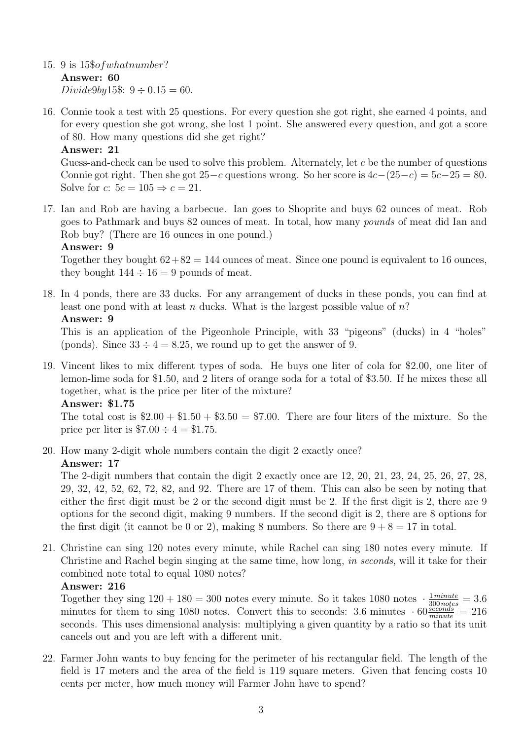15. 9 is 15$ofwhatnumber?$
    **Answer: 60**
    $Divide 9 by 15$: $9 \div 0.15 = 60$.

16. Connie took a test with 25 questions. For every question she got right, she earned 4 points, and for every question she got wrong, she lost 1 point. She answered every question, and got a score of 80. How many questions did she get right?
    **Answer: 21**
    Guess-and-check can be used to solve this problem. Alternately, let $c$ be the number of questions Connie got right. Then she got $25-c$ questions wrong. So her score is $4c-(25-c) = 5c-25 = 80$. Solve for $c$: $5c = 105 \Rightarrow c = 21$.

17. Ian and Rob are having a barbecue. Ian goes to Shoprite and buys 62 ounces of meat. Rob goes to Pathmark and buys 82 ounces of meat. In total, how many *pounds* of meat did Ian and Rob buy? (There are 16 ounces in one pound.)
    **Answer: 9**
    Together they bought $62+82 = 144$ ounces of meat. Since one pound is equivalent to 16 ounces, they bought $144 \div 16 = 9$ pounds of meat.

18. In 4 ponds, there are 33 ducks. For any arrangement of ducks in these ponds, you can find at least one pond with at least $n$ ducks. What is the largest possible value of $n$?
    **Answer: 9**
    This is an application of the Pigeonhole Principle, with 33 "pigeons" (ducks) in 4 "holes" (ponds). Since $33 \div 4 = 8.25$, we round up to get the answer of 9.

19. Vincent likes to mix different types of soda. He buys one liter of cola for \$2.00, one liter of lemon-lime soda for \$1.50, and 2 liters of orange soda for a total of \$3.50. If he mixes these all together, what is the price per liter of the mixture?
    **Answer: \$1.75**
    The total cost is $\$2.00 + \$1.50 + \$3.50 = \$7.00$. There are four liters of the mixture. So the price per liter is $\$7.00 \div 4 = \$1.75$.

20. How many 2-digit whole numbers contain the digit 2 exactly once?
    **Answer: 17**
    The 2-digit numbers that contain the digit 2 exactly once are 12, 20, 21, 23, 24, 25, 26, 27, 28, 29, 32, 42, 52, 62, 72, 82, and 92. There are 17 of them. This can also be seen by noting that either the first digit must be 2 or the second digit must be 2. If the first digit is 2, there are 9 options for the second digit, making 9 numbers. If the second digit is 2, there are 8 options for the first digit (it cannot be 0 or 2), making 8 numbers. So there are $9 + 8 = 17$ in total.

21. Christine can sing 120 notes every minute, while Rachel can sing 180 notes every minute. If Christine and Rachel begin singing at the same time, how long, *in seconds*, will it take for their combined note total to equal 1080 notes?
    **Answer: 216**
    Together they sing $120 + 180 = 300$ notes every minute. So it takes 1080 notes $\cdot \frac{1\,minute}{300\,notes} = 3.6$ minutes for them to sing 1080 notes. Convert this to seconds: 3.6 minutes $\cdot\, 60\frac{seconds}{minute} = 216$ seconds. This uses dimensional analysis: multiplying a given quantity by a ratio so that its unit cancels out and you are left with a different unit.

22. Farmer John wants to buy fencing for the perimeter of his rectangular field. The length of the field is 17 meters and the area of the field is 119 square meters. Given that fencing costs 10 cents per meter, how much money will Farmer John have to spend?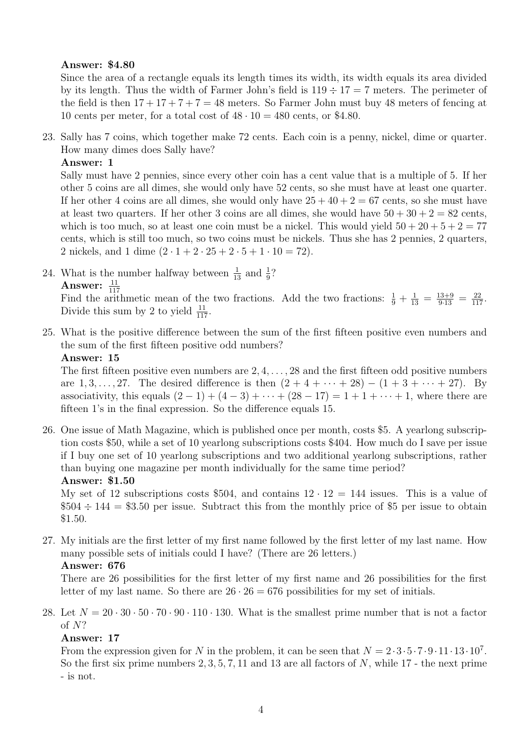**Answer: \$4.80**

Since the area of a rectangle equals its length times its width, its width equals its area divided by its length. Thus the width of Farmer John's field is $119 \div 17 = 7$ meters. The perimeter of the field is then $17 + 17 + 7 + 7 = 48$ meters. So Farmer John must buy 48 meters of fencing at 10 cents per meter, for a total cost of $48 \cdot 10 = 480$ cents, or \$4.80.

23. Sally has 7 coins, which together make 72 cents. Each coin is a penny, nickel, dime or quarter. How many dimes does Sally have?

    **Answer: 1**

    Sally must have 2 pennies, since every other coin has a cent value that is a multiple of 5. If her other 5 coins are all dimes, she would only have 52 cents, so she must have at least one quarter. If her other 4 coins are all dimes, she would only have $25 + 40 + 2 = 67$ cents, so she must have at least two quarters. If her other 3 coins are all dimes, she would have $50 + 30 + 2 = 82$ cents, which is too much, so at least one coin must be a nickel. This would yield $50 + 20 + 5 + 2 = 77$ cents, which is still too much, so two coins must be nickels. Thus she has 2 pennies, 2 quarters, 2 nickels, and 1 dime $(2 \cdot 1 + 2 \cdot 25 + 2 \cdot 5 + 1 \cdot 10 = 72)$.

24. What is the number halfway between $\frac{1}{13}$ and $\frac{1}{9}$?

    **Answer: $\frac{11}{117}$**

    Find the arithmetic mean of the two fractions. Add the two fractions: $\frac{1}{9} + \frac{1}{13} = \frac{13+9}{9 \cdot 13} = \frac{22}{117}$. Divide this sum by 2 to yield $\frac{11}{117}$.

25. What is the positive difference between the sum of the first fifteen positive even numbers and the sum of the first fifteen positive odd numbers?

    **Answer: 15**

    The first fifteen positive even numbers are $2, 4, \ldots, 28$ and the first fifteen odd positive numbers are $1, 3, \ldots, 27$. The desired difference is then $(2 + 4 + \cdots + 28) - (1 + 3 + \cdots + 27)$. By associativity, this equals $(2 - 1) + (4 - 3) + \cdots + (28 - 17) = 1 + 1 + \cdots + 1$, where there are fifteen 1's in the final expression. So the difference equals 15.

26. One issue of Math Magazine, which is published once per month, costs \$5. A yearlong subscription costs \$50, while a set of 10 yearlong subscriptions costs \$404. How much do I save per issue if I buy one set of 10 yearlong subscriptions and two additional yearlong subscriptions, rather than buying one magazine per month individually for the same time period?

    **Answer: \$1.50**

    My set of 12 subscriptions costs \$504, and contains $12 \cdot 12 = 144$ issues. This is a value of $\$504 \div 144 = \$3.50$ per issue. Subtract this from the monthly price of \$5 per issue to obtain \$1.50.

27. My initials are the first letter of my first name followed by the first letter of my last name. How many possible sets of initials could I have? (There are 26 letters.)

    **Answer: 676**

    There are 26 possibilities for the first letter of my first name and 26 possibilities for the first letter of my last name. So there are $26 \cdot 26 = 676$ possibilities for my set of initials.

28. Let $N = 20 \cdot 30 \cdot 50 \cdot 70 \cdot 90 \cdot 110 \cdot 130$. What is the smallest prime number that is not a factor of $N$?

    **Answer: 17**

    From the expression given for $N$ in the problem, it can be seen that $N = 2 \cdot 3 \cdot 5 \cdot 7 \cdot 9 \cdot 11 \cdot 13 \cdot 10^7$. So the first six prime numbers 2, 3, 5, 7, 11 and 13 are all factors of $N$, while 17 - the next prime - is not.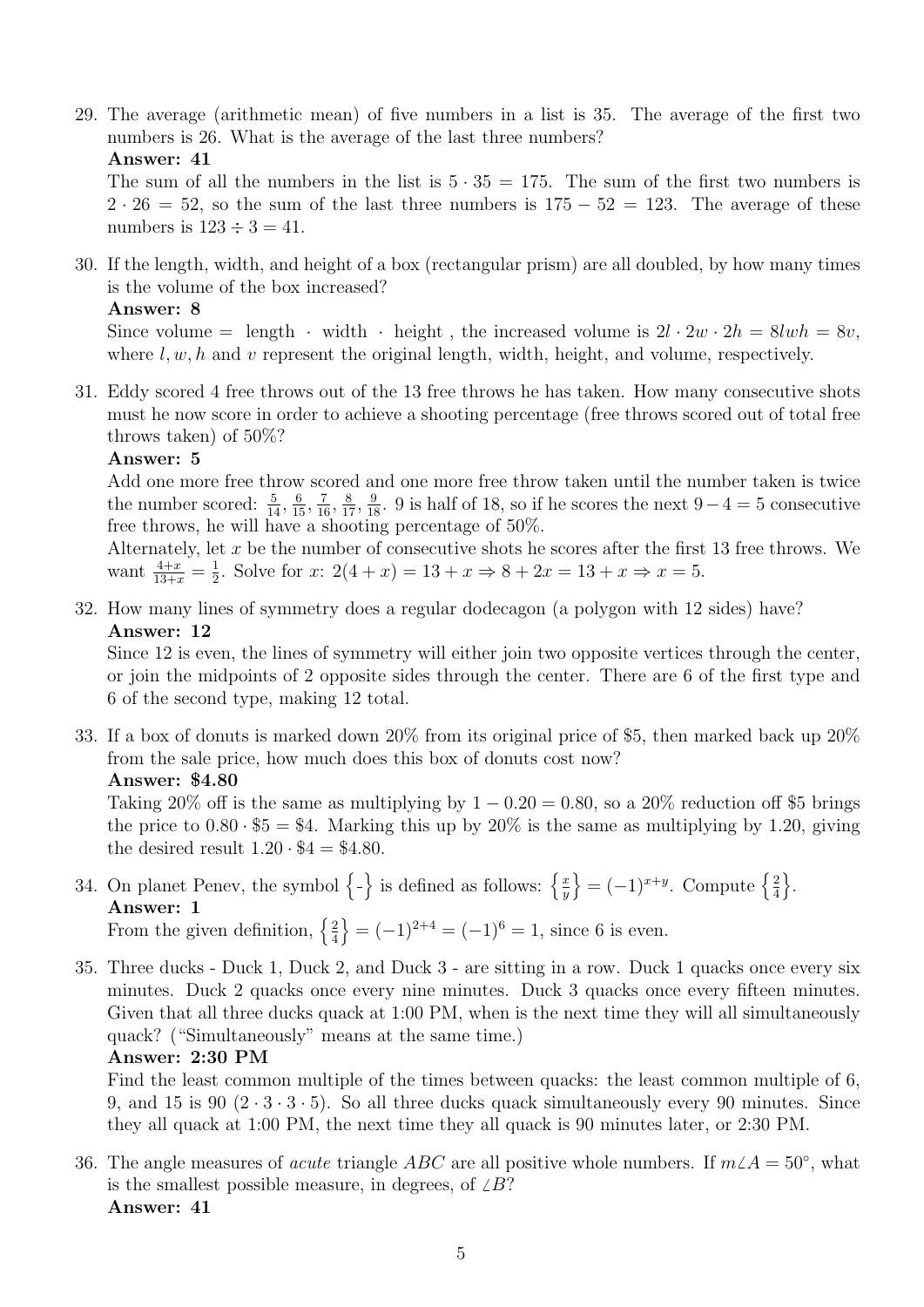29. The average (arithmetic mean) of five numbers in a list is 35. The average of the first two numbers is 26. What is the average of the last three numbers?
**Answer: 41**
The sum of all the numbers in the list is $5 \cdot 35 = 175$. The sum of the first two numbers is $2 \cdot 26 = 52$, so the sum of the last three numbers is $175 - 52 = 123$. The average of these numbers is $123 \div 3 = 41$.

30. If the length, width, and height of a box (rectangular prism) are all doubled, by how many times is the volume of the box increased?
**Answer: 8**
Since volume = length $\cdot$ width $\cdot$ height , the increased volume is $2l \cdot 2w \cdot 2h = 8lwh = 8v$, where $l, w, h$ and $v$ represent the original length, width, height, and volume, respectively.

31. Eddy scored 4 free throws out of the 13 free throws he has taken. How many consecutive shots must he now score in order to achieve a shooting percentage (free throws scored out of total free throws taken) of 50%?
**Answer: 5**
Add one more free throw scored and one more free throw taken until the number taken is twice the number scored: $\frac{5}{14}, \frac{6}{15}, \frac{7}{16}, \frac{8}{17}, \frac{9}{18}$. 9 is half of 18, so if he scores the next $9 - 4 = 5$ consecutive free throws, he will have a shooting percentage of 50%.
Alternately, let $x$ be the number of consecutive shots he scores after the first 13 free throws. We want $\frac{4+x}{13+x} = \frac{1}{2}$. Solve for $x$: $2(4 + x) = 13 + x \Rightarrow 8 + 2x = 13 + x \Rightarrow x = 5$.

32. How many lines of symmetry does a regular dodecagon (a polygon with 12 sides) have?
**Answer: 12**
Since 12 is even, the lines of symmetry will either join two opposite vertices through the center, or join the midpoints of 2 opposite sides through the center. There are 6 of the first type and 6 of the second type, making 12 total.

33. If a box of donuts is marked down 20% from its original price of \$5, then marked back up 20% from the sale price, how much does this box of donuts cost now?
**Answer: \$4.80**
Taking 20% off is the same as multiplying by $1 - 0.20 = 0.80$, so a 20% reduction off \$5 brings the price to $0.80 \cdot \$5 = \$4$. Marking this up by 20% is the same as multiplying by 1.20, giving the desired result $1.20 \cdot \$4 = \$4.80$.

34. On planet Penev, the symbol $\left\{\text{-}\right\}$ is defined as follows: $\left\{\frac{x}{y}\right\} = (-1)^{x+y}$. Compute $\left\{\frac{2}{4}\right\}$.
**Answer: 1**
From the given definition, $\left\{\frac{2}{4}\right\} = (-1)^{2+4} = (-1)^6 = 1$, since 6 is even.

35. Three ducks - Duck 1, Duck 2, and Duck 3 - are sitting in a row. Duck 1 quacks once every six minutes. Duck 2 quacks once every nine minutes. Duck 3 quacks once every fifteen minutes. Given that all three ducks quack at 1:00 PM, when is the next time they will all simultaneously quack? ("Simultaneously" means at the same time.)
**Answer: 2:30 PM**
Find the least common multiple of the times between quacks: the least common multiple of 6, 9, and 15 is 90 ($2 \cdot 3 \cdot 3 \cdot 5$). So all three ducks quack simultaneously every 90 minutes. Since they all quack at 1:00 PM, the next time they all quack is 90 minutes later, or 2:30 PM.

36. The angle measures of *acute* triangle $ABC$ are all positive whole numbers. If $m\angle A = 50^\circ$, what is the smallest possible measure, in degrees, of $\angle B$?
**Answer: 41**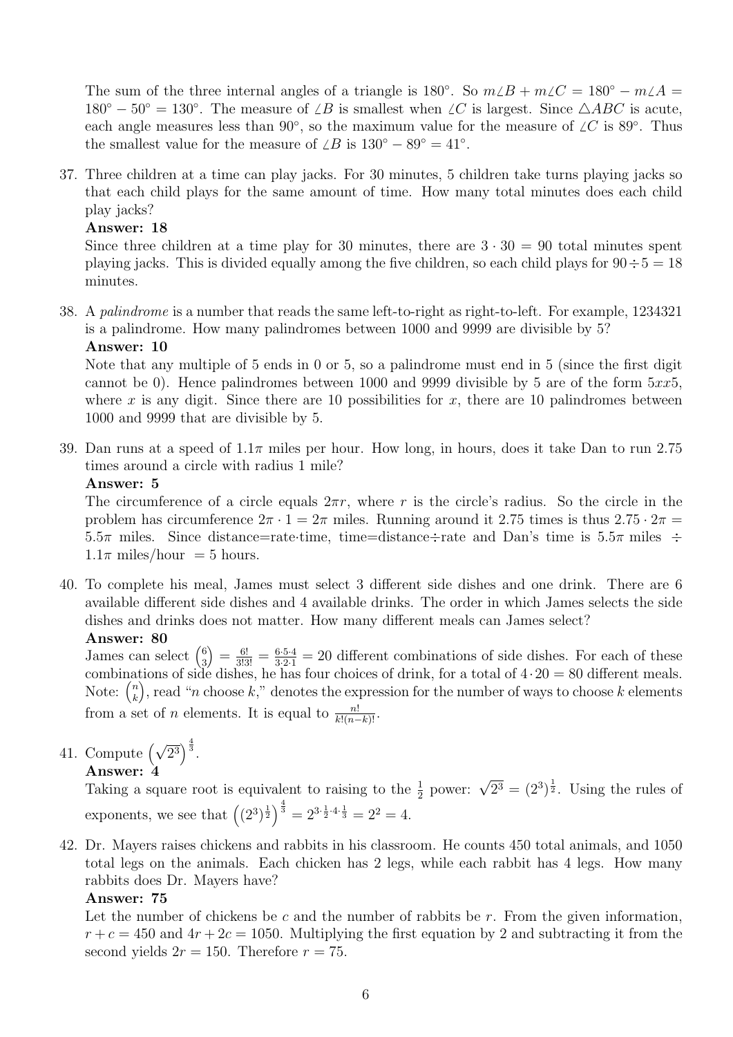The sum of the three internal angles of a triangle is $180^\circ$. So $m\angle B + m\angle C = 180^\circ - m\angle A = 180^\circ - 50^\circ = 130^\circ$. The measure of $\angle B$ is smallest when $\angle C$ is largest. Since $\triangle ABC$ is acute, each angle measures less than $90^\circ$, so the maximum value for the measure of $\angle C$ is $89^\circ$. Thus the smallest value for the measure of $\angle B$ is $130^\circ - 89^\circ = 41^\circ$.

37. Three children at a time can play jacks. For 30 minutes, 5 children take turns playing jacks so that each child plays for the same amount of time. How many total minutes does each child play jacks?

**Answer: 18**

Since three children at a time play for 30 minutes, there are $3 \cdot 30 = 90$ total minutes spent playing jacks. This is divided equally among the five children, so each child plays for $90 \div 5 = 18$ minutes.

38. A *palindrome* is a number that reads the same left-to-right as right-to-left. For example, 1234321 is a palindrome. How many palindromes between 1000 and 9999 are divisible by 5?

**Answer: 10**

Note that any multiple of 5 ends in 0 or 5, so a palindrome must end in 5 (since the first digit cannot be 0). Hence palindromes between 1000 and 9999 divisible by 5 are of the form $5xx5$, where $x$ is any digit. Since there are 10 possibilities for $x$, there are 10 palindromes between 1000 and 9999 that are divisible by 5.

39. Dan runs at a speed of $1.1\pi$ miles per hour. How long, in hours, does it take Dan to run 2.75 times around a circle with radius 1 mile?

**Answer: 5**

The circumference of a circle equals $2\pi r$, where $r$ is the circle's radius. So the circle in the problem has circumference $2\pi \cdot 1 = 2\pi$ miles. Running around it 2.75 times is thus $2.75 \cdot 2\pi = 5.5\pi$ miles. Since distance=rate·time, time=distance÷rate and Dan's time is $5.5\pi$ miles $\div$ $1.1\pi$ miles/hour $= 5$ hours.

40. To complete his meal, James must select 3 different side dishes and one drink. There are 6 available different side dishes and 4 available drinks. The order in which James selects the side dishes and drinks does not matter. How many different meals can James select?

**Answer: 80**

James can select $\binom{6}{3} = \frac{6!}{3!3!} = \frac{6\cdot 5\cdot 4}{3\cdot 2\cdot 1} = 20$ different combinations of side dishes. For each of these combinations of side dishes, he has four choices of drink, for a total of $4 \cdot 20 = 80$ different meals. Note: $\binom{n}{k}$, read "$n$ choose $k$," denotes the expression for the number of ways to choose $k$ elements from a set of $n$ elements. It is equal to $\frac{n!}{k!(n-k)!}$.

41. Compute $\left(\sqrt{2^3}\right)^{\frac{4}{3}}$.

**Answer: 4**

Taking a square root is equivalent to raising to the $\frac{1}{2}$ power: $\sqrt{2^3} = (2^3)^{\frac{1}{2}}$. Using the rules of exponents, we see that $\left((2^3)^{\frac{1}{2}}\right)^{\frac{4}{3}} = 2^{3\cdot\frac{1}{2}\cdot 4\cdot\frac{1}{3}} = 2^2 = 4$.

42. Dr. Mayers raises chickens and rabbits in his classroom. He counts 450 total animals, and 1050 total legs on the animals. Each chicken has 2 legs, while each rabbit has 4 legs. How many rabbits does Dr. Mayers have?

**Answer: 75**

Let the number of chickens be $c$ and the number of rabbits be $r$. From the given information, $r + c = 450$ and $4r + 2c = 1050$. Multiplying the first equation by 2 and subtracting it from the second yields $2r = 150$. Therefore $r = 75$.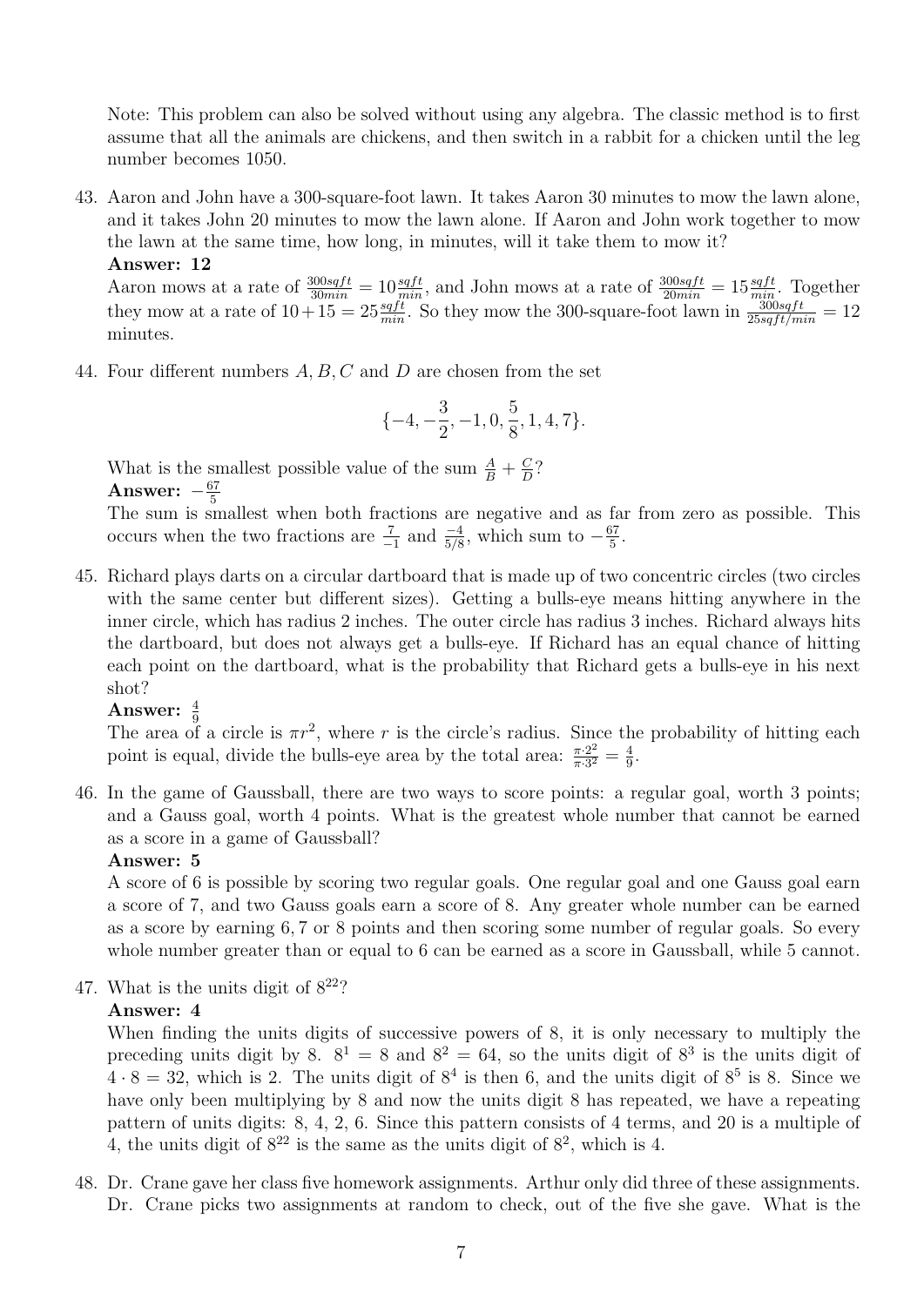Note: This problem can also be solved without using any algebra. The classic method is to first assume that all the animals are chickens, and then switch in a rabbit for a chicken until the leg number becomes 1050.

43. Aaron and John have a 300-square-foot lawn. It takes Aaron 30 minutes to mow the lawn alone, and it takes John 20 minutes to mow the lawn alone. If Aaron and John work together to mow the lawn at the same time, how long, in minutes, will it take them to mow it?

    **Answer: 12**

    Aaron mows at a rate of $\frac{300sqft}{30min} = 10\frac{sqft}{min}$, and John mows at a rate of $\frac{300sqft}{20min} = 15\frac{sqft}{min}$. Together they mow at a rate of $10+15 = 25\frac{sqft}{min}$. So they mow the 300-square-foot lawn in $\frac{300sqft}{25sqft/min} = 12$ minutes.

44. Four different numbers $A, B, C$ and $D$ are chosen from the set

    $$\{-4, -\frac{3}{2}, -1, 0, \frac{5}{8}, 1, 4, 7\}.$$

    What is the smallest possible value of the sum $\frac{A}{B} + \frac{C}{D}$?

    **Answer:** $-\frac{67}{5}$

    The sum is smallest when both fractions are negative and as far from zero as possible. This occurs when the two fractions are $\frac{7}{-1}$ and $\frac{-4}{5/8}$, which sum to $-\frac{67}{5}$.

45. Richard plays darts on a circular dartboard that is made up of two concentric circles (two circles with the same center but different sizes). Getting a bulls-eye means hitting anywhere in the inner circle, which has radius 2 inches. The outer circle has radius 3 inches. Richard always hits the dartboard, but does not always get a bulls-eye. If Richard has an equal chance of hitting each point on the dartboard, what is the probability that Richard gets a bulls-eye in his next shot?

    **Answer:** $\frac{4}{9}$

    The area of a circle is $\pi r^2$, where $r$ is the circle's radius. Since the probability of hitting each point is equal, divide the bulls-eye area by the total area: $\frac{\pi \cdot 2^2}{\pi \cdot 3^2} = \frac{4}{9}$.

46. In the game of Gaussball, there are two ways to score points: a regular goal, worth 3 points; and a Gauss goal, worth 4 points. What is the greatest whole number that cannot be earned as a score in a game of Gaussball?

    **Answer: 5**

    A score of 6 is possible by scoring two regular goals. One regular goal and one Gauss goal earn a score of 7, and two Gauss goals earn a score of 8. Any greater whole number can be earned as a score by earning $6, 7$ or $8$ points and then scoring some number of regular goals. So every whole number greater than or equal to 6 can be earned as a score in Gaussball, while 5 cannot.

47. What is the units digit of $8^{22}$?

    **Answer: 4**

    When finding the units digits of successive powers of 8, it is only necessary to multiply the preceding units digit by 8. $8^1 = 8$ and $8^2 = 64$, so the units digit of $8^3$ is the units digit of $4 \cdot 8 = 32$, which is 2. The units digit of $8^4$ is then 6, and the units digit of $8^5$ is 8. Since we have only been multiplying by 8 and now the units digit 8 has repeated, we have a repeating pattern of units digits: 8, 4, 2, 6. Since this pattern consists of 4 terms, and 20 is a multiple of 4, the units digit of $8^{22}$ is the same as the units digit of $8^2$, which is 4.

48. Dr. Crane gave her class five homework assignments. Arthur only did three of these assignments. Dr. Crane picks two assignments at random to check, out of the five she gave. What is the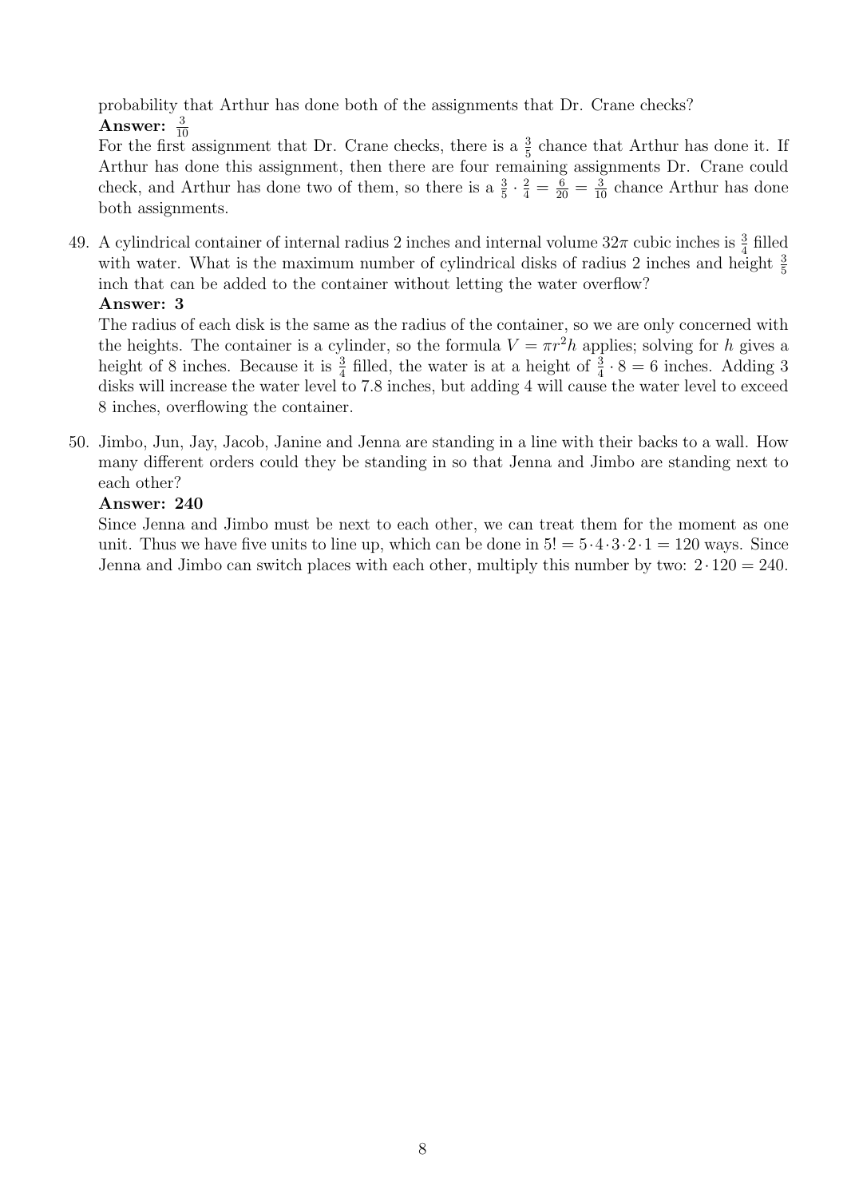probability that Arthur has done both of the assignments that Dr. Crane checks?

**Answer:** $\frac{3}{10}$

For the first assignment that Dr. Crane checks, there is a $\frac{3}{5}$ chance that Arthur has done it. If Arthur has done this assignment, then there are four remaining assignments Dr. Crane could check, and Arthur has done two of them, so there is a $\frac{3}{5} \cdot \frac{2}{4} = \frac{6}{20} = \frac{3}{10}$ chance Arthur has done both assignments.

49. A cylindrical container of internal radius 2 inches and internal volume $32\pi$ cubic inches is $\frac{3}{4}$ filled with water. What is the maximum number of cylindrical disks of radius 2 inches and height $\frac{3}{5}$ inch that can be added to the container without letting the water overflow?

    **Answer: 3**

    The radius of each disk is the same as the radius of the container, so we are only concerned with the heights. The container is a cylinder, so the formula $V = \pi r^2 h$ applies; solving for $h$ gives a height of 8 inches. Because it is $\frac{3}{4}$ filled, the water is at a height of $\frac{3}{4} \cdot 8 = 6$ inches. Adding 3 disks will increase the water level to 7.8 inches, but adding 4 will cause the water level to exceed 8 inches, overflowing the container.

50. Jimbo, Jun, Jay, Jacob, Janine and Jenna are standing in a line with their backs to a wall. How many different orders could they be standing in so that Jenna and Jimbo are standing next to each other?

    **Answer: 240**

    Since Jenna and Jimbo must be next to each other, we can treat them for the moment as one unit. Thus we have five units to line up, which can be done in $5! = 5 \cdot 4 \cdot 3 \cdot 2 \cdot 1 = 120$ ways. Since Jenna and Jimbo can switch places with each other, multiply this number by two: $2 \cdot 120 = 240$.